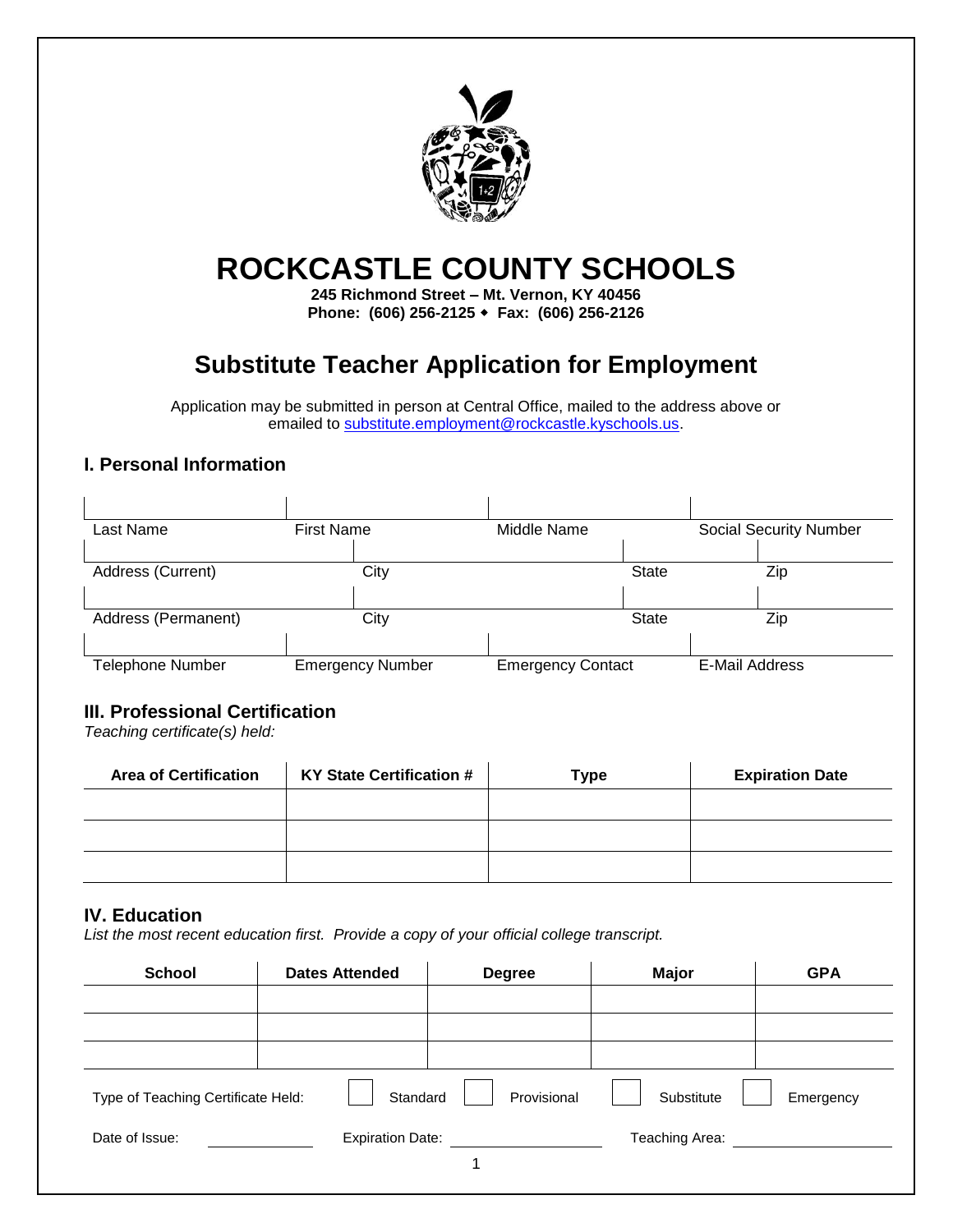# ROCKCASTLE COUNTY SCHOOLS

**245 Richmond Street – Mt. Vernon, KY 40456**
**Phone: (606) 256-2125 ◆ Fax: (606) 256-2126**

## Substitute Teacher Application for Employment

Application may be submitted in person at Central Office, mailed to the address above or emailed to substitute.employment@rockcastle.kyschools.us.

### I. Personal Information

| | | | |
|---|---|---|---|
| Last Name | First Name | Middle Name | Social Security Number |
| Address (Current) | City | State | Zip |
| Address (Permanent) | City | State | Zip |
| Telephone Number | Emergency Number | Emergency Contact | E-Mail Address |

### III. Professional Certification

*Teaching certificate(s) held:*

| Area of Certification | KY State Certification # | Type | Expiration Date |
|---|---|---|---|
| | | | |
| | | | |
| | | | |

### IV. Education

*List the most recent education first. Provide a copy of your official college transcript.*

| School | Dates Attended | Degree | Major | GPA |
|---|---|---|---|---|
| | | | | |
| | | | | |
| | | | | |

Type of Teaching Certificate Held: ☐ Standard ☐ Provisional ☐ Substitute ☐ Emergency

Date of Issue: ____________ Expiration Date: ________________ Teaching Area: ________________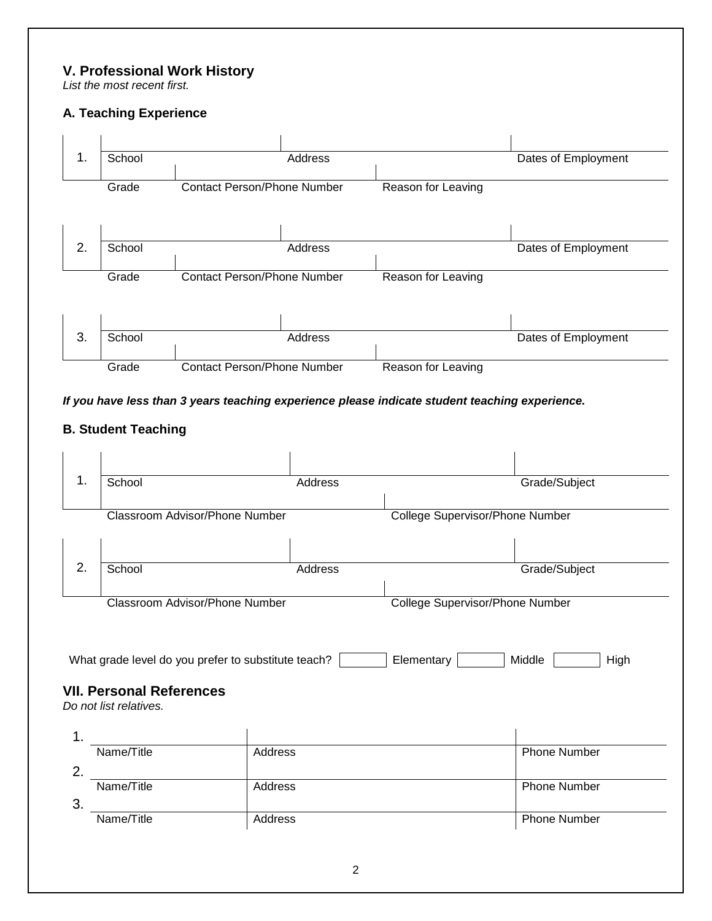## V. Professional Work History

*List the most recent first.*

### A. Teaching Experience

| | | | |
|---|---|---|---|
| 1. | School | Address | Dates of Employment |
| | Grade | Contact Person/Phone Number | Reason for Leaving |

| | | | |
|---|---|---|---|
| 2. | School | Address | Dates of Employment |
| | Grade | Contact Person/Phone Number | Reason for Leaving |

| | | | |
|---|---|---|---|
| 3. | School | Address | Dates of Employment |
| | Grade | Contact Person/Phone Number | Reason for Leaving |

***If you have less than 3 years teaching experience please indicate student teaching experience.***

### B. Student Teaching

| | | | |
|---|---|---|---|
| 1. | School | Address | Grade/Subject |
| | Classroom Advisor/Phone Number | College Supervisor/Phone Number | |

| | | | |
|---|---|---|---|
| 2. | School | Address | Grade/Subject |
| | Classroom Advisor/Phone Number | College Supervisor/Phone Number | |

What grade level do you prefer to substitute teach? ☐ Elementary ☐ Middle ☐ High

## VII. Personal References

*Do not list relatives.*

| | | | |
|---|---|---|---|
| 1. | Name/Title | Address | Phone Number |
| 2. | Name/Title | Address | Phone Number |
| 3. | Name/Title | Address | Phone Number |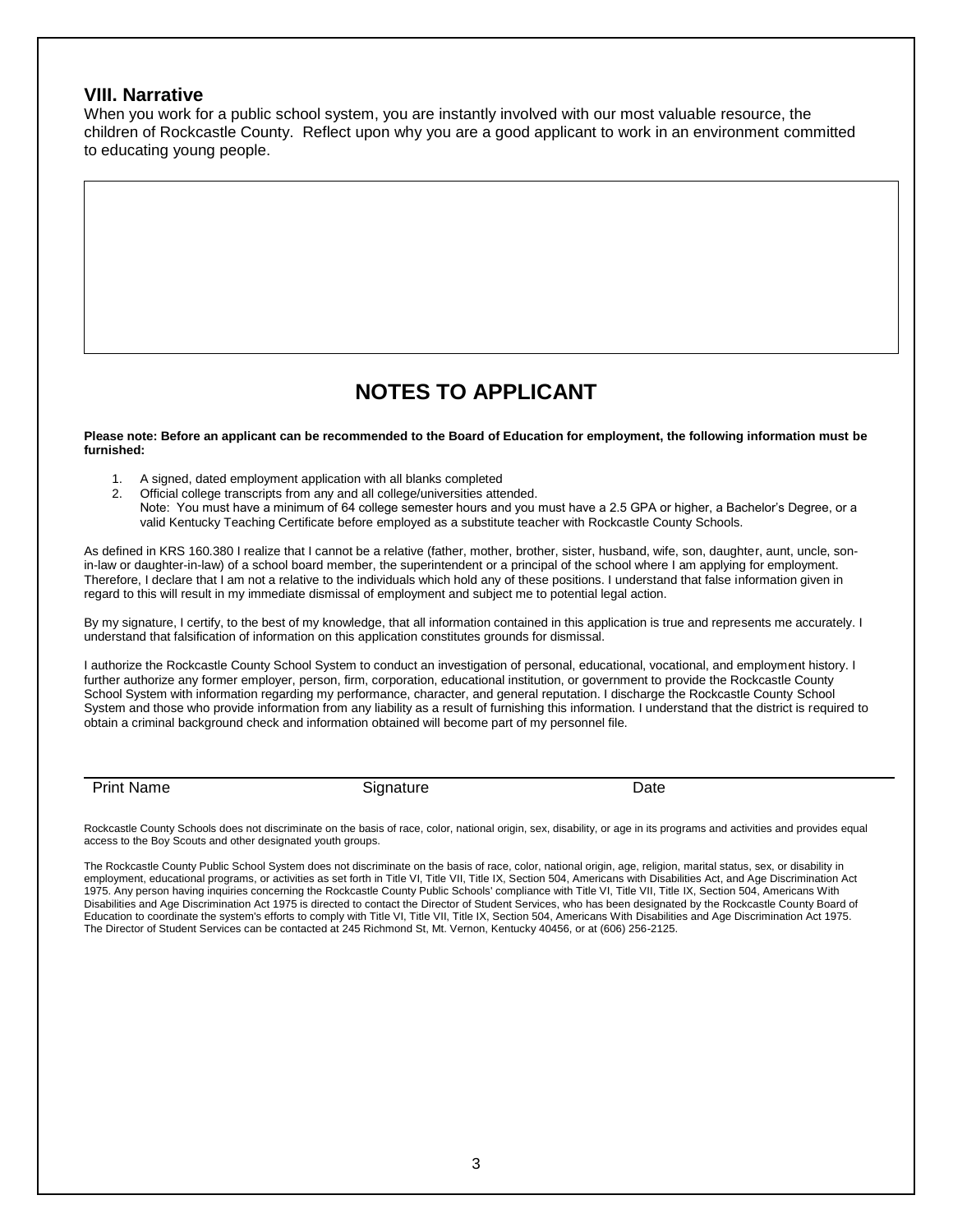## VIII. Narrative

When you work for a public school system, you are instantly involved with our most valuable resource, the children of Rockcastle County. Reflect upon why you are a good applicant to work in an environment committed to educating young people.

# NOTES TO APPLICANT

**Please note: Before an applicant can be recommended to the Board of Education for employment, the following information must be furnished:**

1. A signed, dated employment application with all blanks completed
2. Official college transcripts from any and all college/universities attended.
   Note: You must have a minimum of 64 college semester hours and you must have a 2.5 GPA or higher, a Bachelor's Degree, or a valid Kentucky Teaching Certificate before employed as a substitute teacher with Rockcastle County Schools.

As defined in KRS 160.380 I realize that I cannot be a relative (father, mother, brother, sister, husband, wife, son, daughter, aunt, uncle, son-in-law or daughter-in-law) of a school board member, the superintendent or a principal of the school where I am applying for employment. Therefore, I declare that I am not a relative to the individuals which hold any of these positions. I understand that false information given in regard to this will result in my immediate dismissal of employment and subject me to potential legal action.

By my signature, I certify, to the best of my knowledge, that all information contained in this application is true and represents me accurately. I understand that falsification of information on this application constitutes grounds for dismissal.

I authorize the Rockcastle County School System to conduct an investigation of personal, educational, vocational, and employment history. I further authorize any former employer, person, firm, corporation, educational institution, or government to provide the Rockcastle County School System with information regarding my performance, character, and general reputation. I discharge the Rockcastle County School System and those who provide information from any liability as a result of furnishing this information. I understand that the district is required to obtain a criminal background check and information obtained will become part of my personnel file.

Print Name    Signature    Date

Rockcastle County Schools does not discriminate on the basis of race, color, national origin, sex, disability, or age in its programs and activities and provides equal access to the Boy Scouts and other designated youth groups.

The Rockcastle County Public School System does not discriminate on the basis of race, color, national origin, age, religion, marital status, sex, or disability in employment, educational programs, or activities as set forth in Title VI, Title VII, Title IX, Section 504, Americans with Disabilities Act, and Age Discrimination Act 1975. Any person having inquiries concerning the Rockcastle County Public Schools' compliance with Title VI, Title VII, Title IX, Section 504, Americans With Disabilities and Age Discrimination Act 1975 is directed to contact the Director of Student Services, who has been designated by the Rockcastle County Board of Education to coordinate the system's efforts to comply with Title VI, Title VII, Title IX, Section 504, Americans With Disabilities and Age Discrimination Act 1975. The Director of Student Services can be contacted at 245 Richmond St, Mt. Vernon, Kentucky 40456, or at (606) 256-2125.